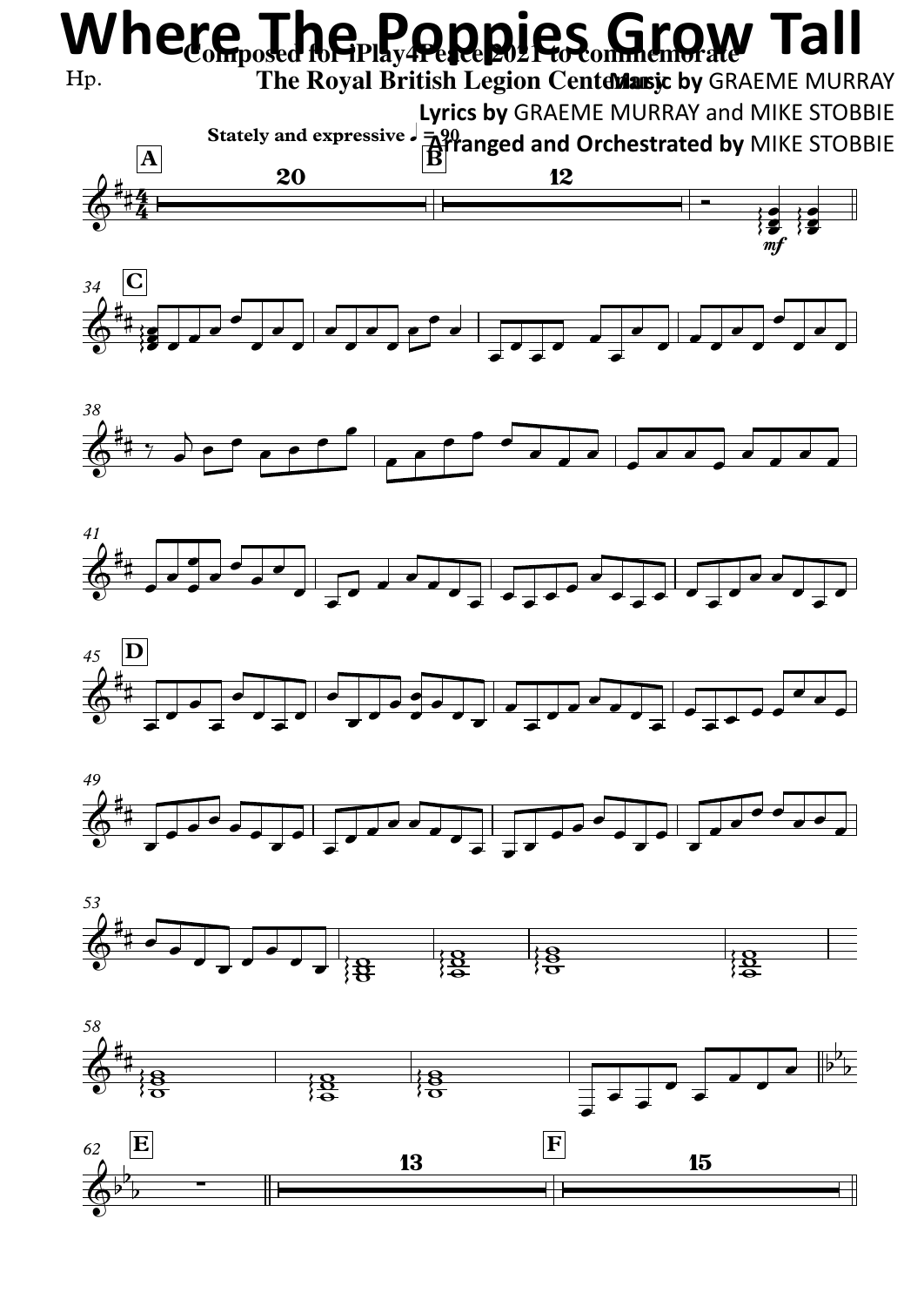# Where The Poppies Grow Tall

Composed for iPlay4Peace 2021 to commemorate
The Royal British Legion Centenary

Hp.

**Music by** GRAEME MURRAY
**Lyrics by** GRAEME MURRAY and MIKE STOBBIE
**Arranged and Orchestrated by** MIKE STOBBIE

Stately and expressive ♩ = 90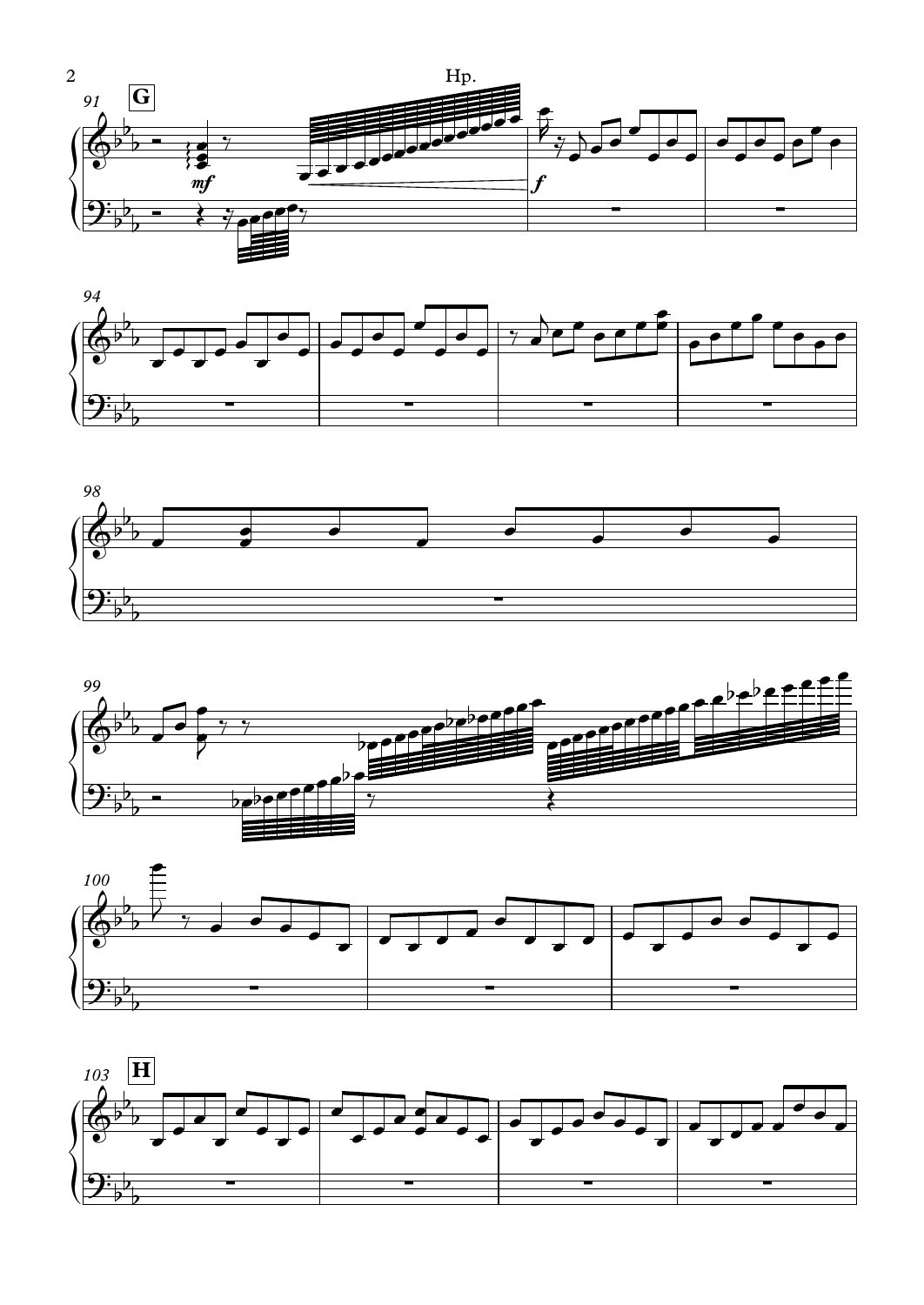Hp.

**G**

*mf*

*f*

**H**